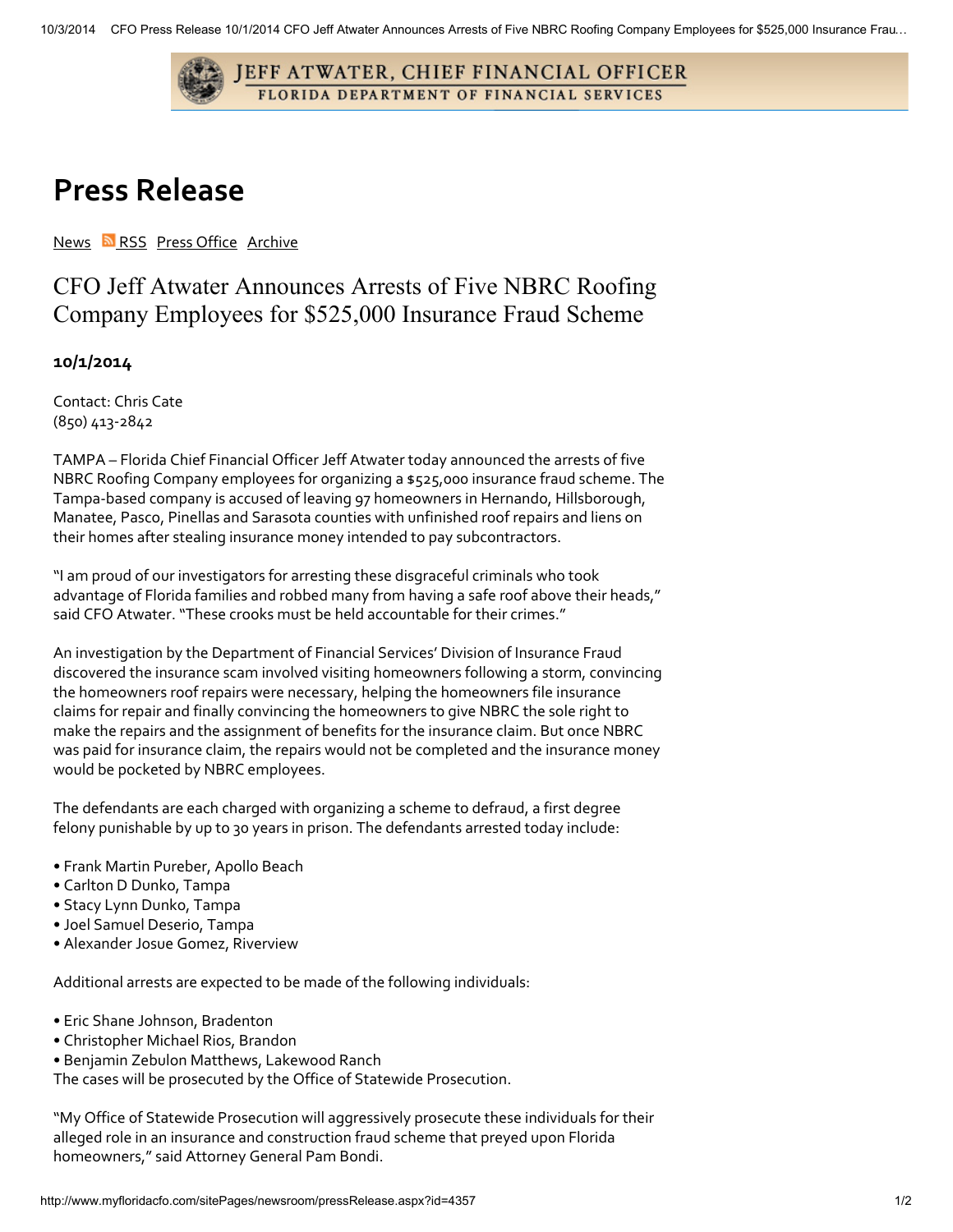JEFF ATWATER, CHIEF FINANCIAL OFFICER
FLORIDA DEPARTMENT OF FINANCIAL SERVICES

# Press Release

News RSS Press Office Archive

## CFO Jeff Atwater Announces Arrests of Five NBRC Roofing Company Employees for $525,000 Insurance Fraud Scheme

**10/1/2014**

Contact: Chris Cate
(850) 413-2842

TAMPA – Florida Chief Financial Officer Jeff Atwater today announced the arrests of five NBRC Roofing Company employees for organizing a $525,000 insurance fraud scheme. The Tampa-based company is accused of leaving 97 homeowners in Hernando, Hillsborough, Manatee, Pasco, Pinellas and Sarasota counties with unfinished roof repairs and liens on their homes after stealing insurance money intended to pay subcontractors.

"I am proud of our investigators for arresting these disgraceful criminals who took advantage of Florida families and robbed many from having a safe roof above their heads," said CFO Atwater. "These crooks must be held accountable for their crimes."

An investigation by the Department of Financial Services' Division of Insurance Fraud discovered the insurance scam involved visiting homeowners following a storm, convincing the homeowners roof repairs were necessary, helping the homeowners file insurance claims for repair and finally convincing the homeowners to give NBRC the sole right to make the repairs and the assignment of benefits for the insurance claim. But once NBRC was paid for insurance claim, the repairs would not be completed and the insurance money would be pocketed by NBRC employees.

The defendants are each charged with organizing a scheme to defraud, a first degree felony punishable by up to 30 years in prison. The defendants arrested today include:

- Frank Martin Pureber, Apollo Beach
- Carlton D Dunko, Tampa
- Stacy Lynn Dunko, Tampa
- Joel Samuel Deserio, Tampa
- Alexander Josue Gomez, Riverview

Additional arrests are expected to be made of the following individuals:

- Eric Shane Johnson, Bradenton
- Christopher Michael Rios, Brandon
- Benjamin Zebulon Matthews, Lakewood Ranch

The cases will be prosecuted by the Office of Statewide Prosecution.

"My Office of Statewide Prosecution will aggressively prosecute these individuals for their alleged role in an insurance and construction fraud scheme that preyed upon Florida homeowners," said Attorney General Pam Bondi.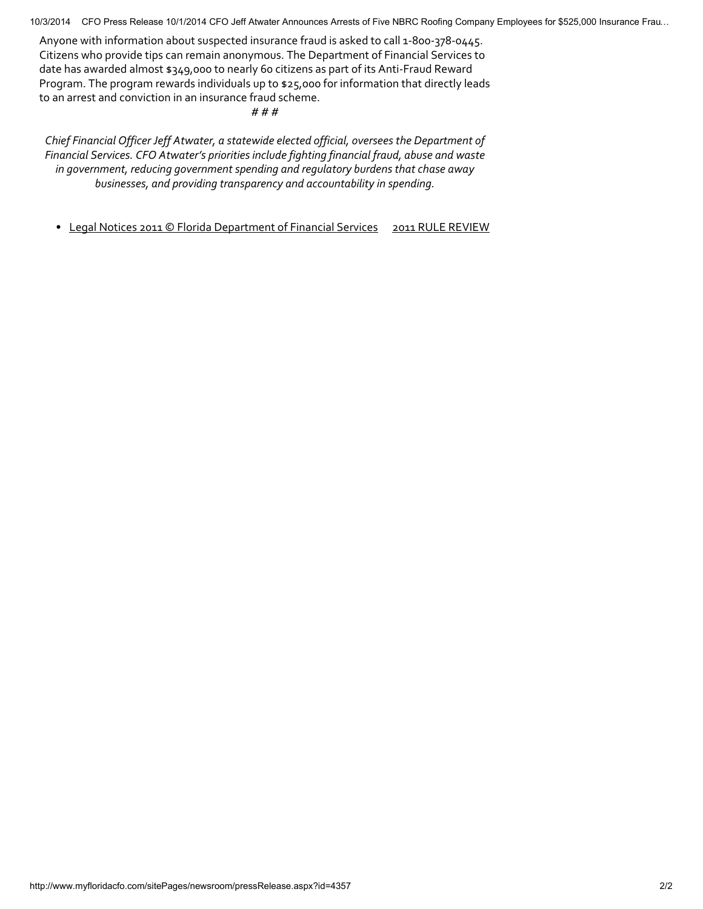Anyone with information about suspected insurance fraud is asked to call 1-800-378-0445. Citizens who provide tips can remain anonymous. The Department of Financial Services to date has awarded almost $349,000 to nearly 60 citizens as part of its Anti-Fraud Reward Program. The program rewards individuals up to $25,000 for information that directly leads to an arrest and conviction in an insurance fraud scheme.

# # #

*Chief Financial Officer Jeff Atwater, a statewide elected official, oversees the Department of Financial Services. CFO Atwater's priorities include fighting financial fraud, abuse and waste in government, reducing government spending and regulatory burdens that chase away businesses, and providing transparency and accountability in spending.*

- Legal Notices 2011 © Florida Department of Financial Services 2011 RULE REVIEW